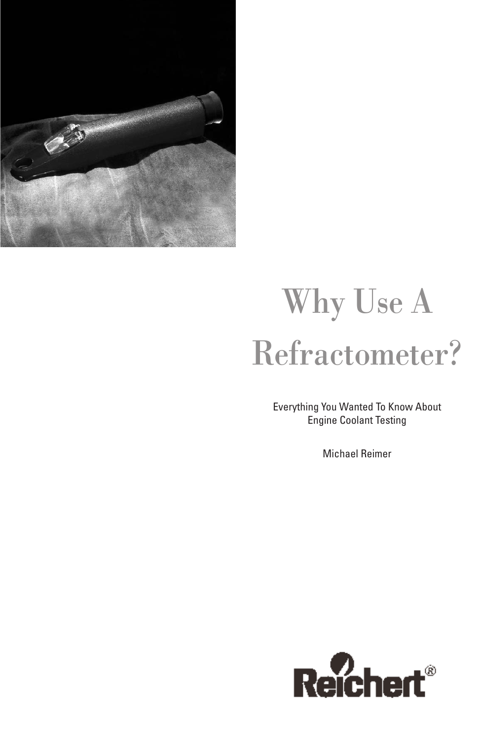# Why Use A Refractometer?

Everything You Wanted To Know About
Engine Coolant Testing

Michael Reimer

Reichert®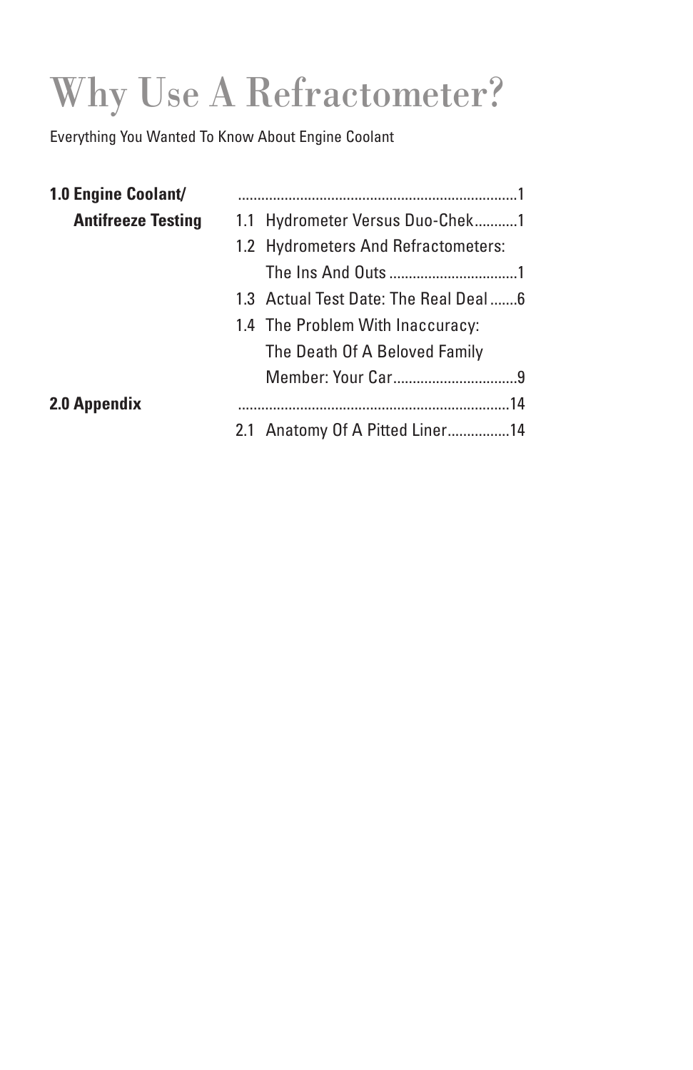# Why Use A Refractometer?

Everything You Wanted To Know About Engine Coolant

**1.0 Engine Coolant/ Antifreeze Testing** ........................................................................1

- 1.1 Hydrometer Versus Duo-Chek...........1
- 1.2 Hydrometers And Refractometers: The Ins And Outs .................................1
- 1.3 Actual Test Date: The Real Deal .......6
- 1.4 The Problem With Inaccuracy: The Death Of A Beloved Family Member: Your Car................................9

**2.0 Appendix** ......................................................................14

- 2.1 Anatomy Of A Pitted Liner................14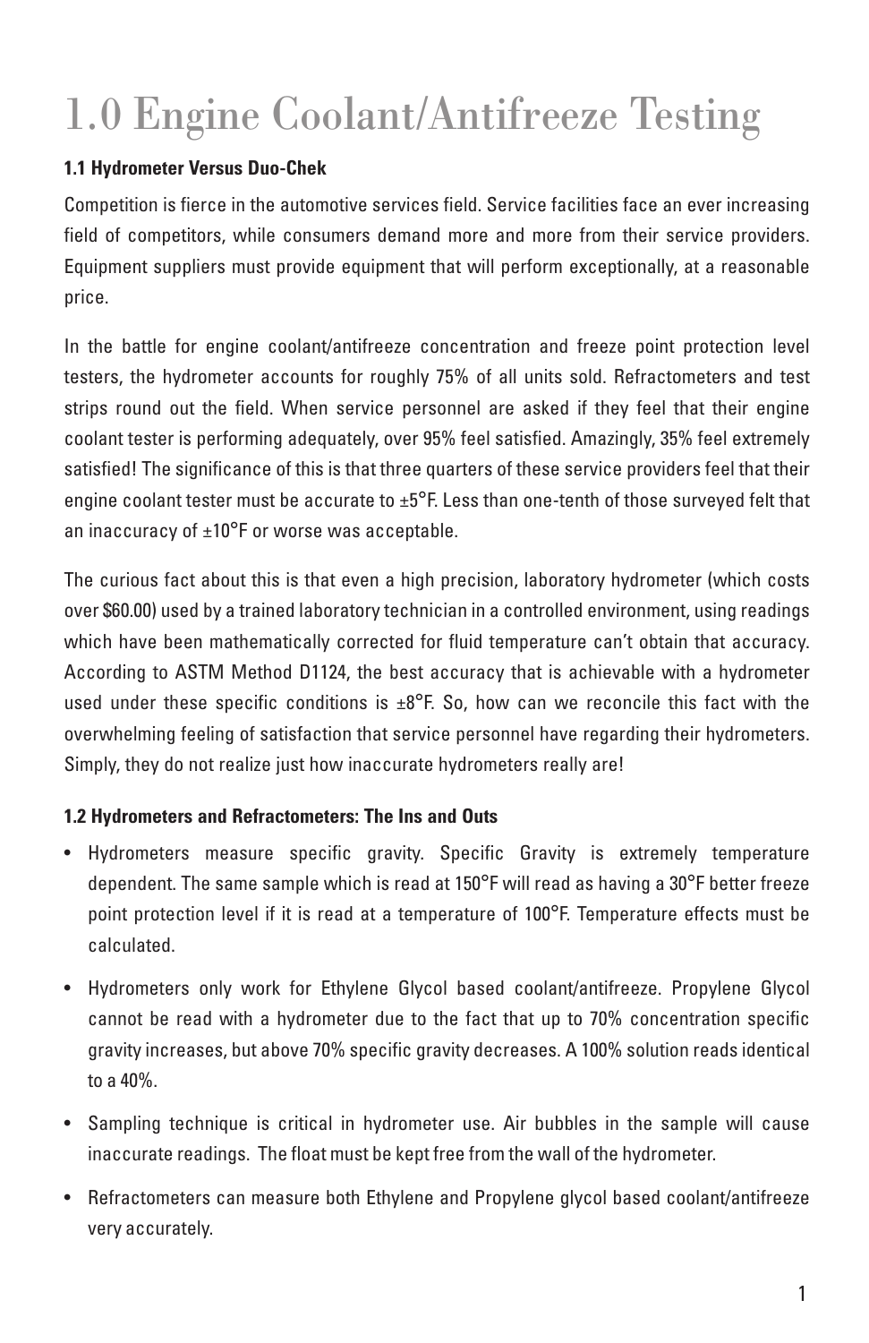# 1.0 Engine Coolant/Antifreeze Testing

### 1.1 Hydrometer Versus Duo-Chek

Competition is fierce in the automotive services field. Service facilities face an ever increasing field of competitors, while consumers demand more and more from their service providers. Equipment suppliers must provide equipment that will perform exceptionally, at a reasonable price.

In the battle for engine coolant/antifreeze concentration and freeze point protection level testers, the hydrometer accounts for roughly 75% of all units sold. Refractometers and test strips round out the field. When service personnel are asked if they feel that their engine coolant tester is performing adequately, over 95% feel satisfied. Amazingly, 35% feel extremely satisfied! The significance of this is that three quarters of these service providers feel that their engine coolant tester must be accurate to ±5°F. Less than one-tenth of those surveyed felt that an inaccuracy of ±10°F or worse was acceptable.

The curious fact about this is that even a high precision, laboratory hydrometer (which costs over $60.00) used by a trained laboratory technician in a controlled environment, using readings which have been mathematically corrected for fluid temperature can't obtain that accuracy. According to ASTM Method D1124, the best accuracy that is achievable with a hydrometer used under these specific conditions is ±8°F. So, how can we reconcile this fact with the overwhelming feeling of satisfaction that service personnel have regarding their hydrometers. Simply, they do not realize just how inaccurate hydrometers really are!

### 1.2 Hydrometers and Refractometers: The Ins and Outs

- Hydrometers measure specific gravity. Specific Gravity is extremely temperature dependent. The same sample which is read at 150°F will read as having a 30°F better freeze point protection level if it is read at a temperature of 100°F. Temperature effects must be calculated.
- Hydrometers only work for Ethylene Glycol based coolant/antifreeze. Propylene Glycol cannot be read with a hydrometer due to the fact that up to 70% concentration specific gravity increases, but above 70% specific gravity decreases. A 100% solution reads identical to a 40%.
- Sampling technique is critical in hydrometer use. Air bubbles in the sample will cause inaccurate readings. The float must be kept free from the wall of the hydrometer.
- Refractometers can measure both Ethylene and Propylene glycol based coolant/antifreeze very accurately.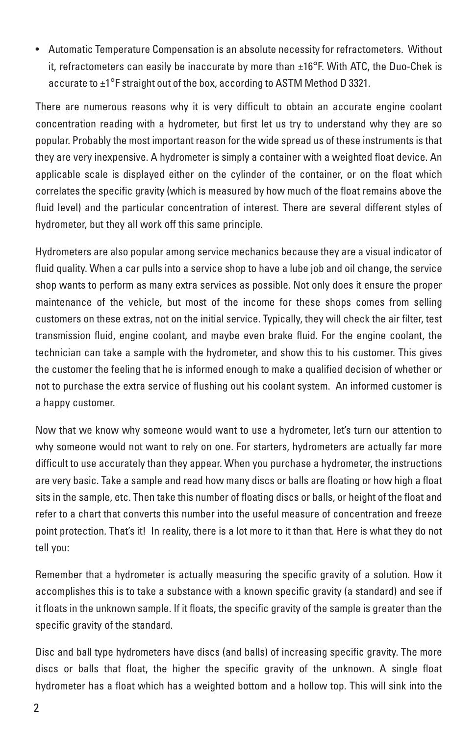- Automatic Temperature Compensation is an absolute necessity for refractometers. Without it, refractometers can easily be inaccurate by more than ±16°F. With ATC, the Duo-Chek is accurate to ±1°F straight out of the box, according to ASTM Method D 3321.

There are numerous reasons why it is very difficult to obtain an accurate engine coolant concentration reading with a hydrometer, but first let us try to understand why they are so popular. Probably the most important reason for the wide spread us of these instruments is that they are very inexpensive. A hydrometer is simply a container with a weighted float device. An applicable scale is displayed either on the cylinder of the container, or on the float which correlates the specific gravity (which is measured by how much of the float remains above the fluid level) and the particular concentration of interest. There are several different styles of hydrometer, but they all work off this same principle.

Hydrometers are also popular among service mechanics because they are a visual indicator of fluid quality. When a car pulls into a service shop to have a lube job and oil change, the service shop wants to perform as many extra services as possible. Not only does it ensure the proper maintenance of the vehicle, but most of the income for these shops comes from selling customers on these extras, not on the initial service. Typically, they will check the air filter, test transmission fluid, engine coolant, and maybe even brake fluid. For the engine coolant, the technician can take a sample with the hydrometer, and show this to his customer. This gives the customer the feeling that he is informed enough to make a qualified decision of whether or not to purchase the extra service of flushing out his coolant system. An informed customer is a happy customer.

Now that we know why someone would want to use a hydrometer, let's turn our attention to why someone would not want to rely on one. For starters, hydrometers are actually far more difficult to use accurately than they appear. When you purchase a hydrometer, the instructions are very basic. Take a sample and read how many discs or balls are floating or how high a float sits in the sample, etc. Then take this number of floating discs or balls, or height of the float and refer to a chart that converts this number into the useful measure of concentration and freeze point protection. That's it! In reality, there is a lot more to it than that. Here is what they do not tell you:

Remember that a hydrometer is actually measuring the specific gravity of a solution. How it accomplishes this is to take a substance with a known specific gravity (a standard) and see if it floats in the unknown sample. If it floats, the specific gravity of the sample is greater than the specific gravity of the standard.

Disc and ball type hydrometers have discs (and balls) of increasing specific gravity. The more discs or balls that float, the higher the specific gravity of the unknown. A single float hydrometer has a float which has a weighted bottom and a hollow top. This will sink into the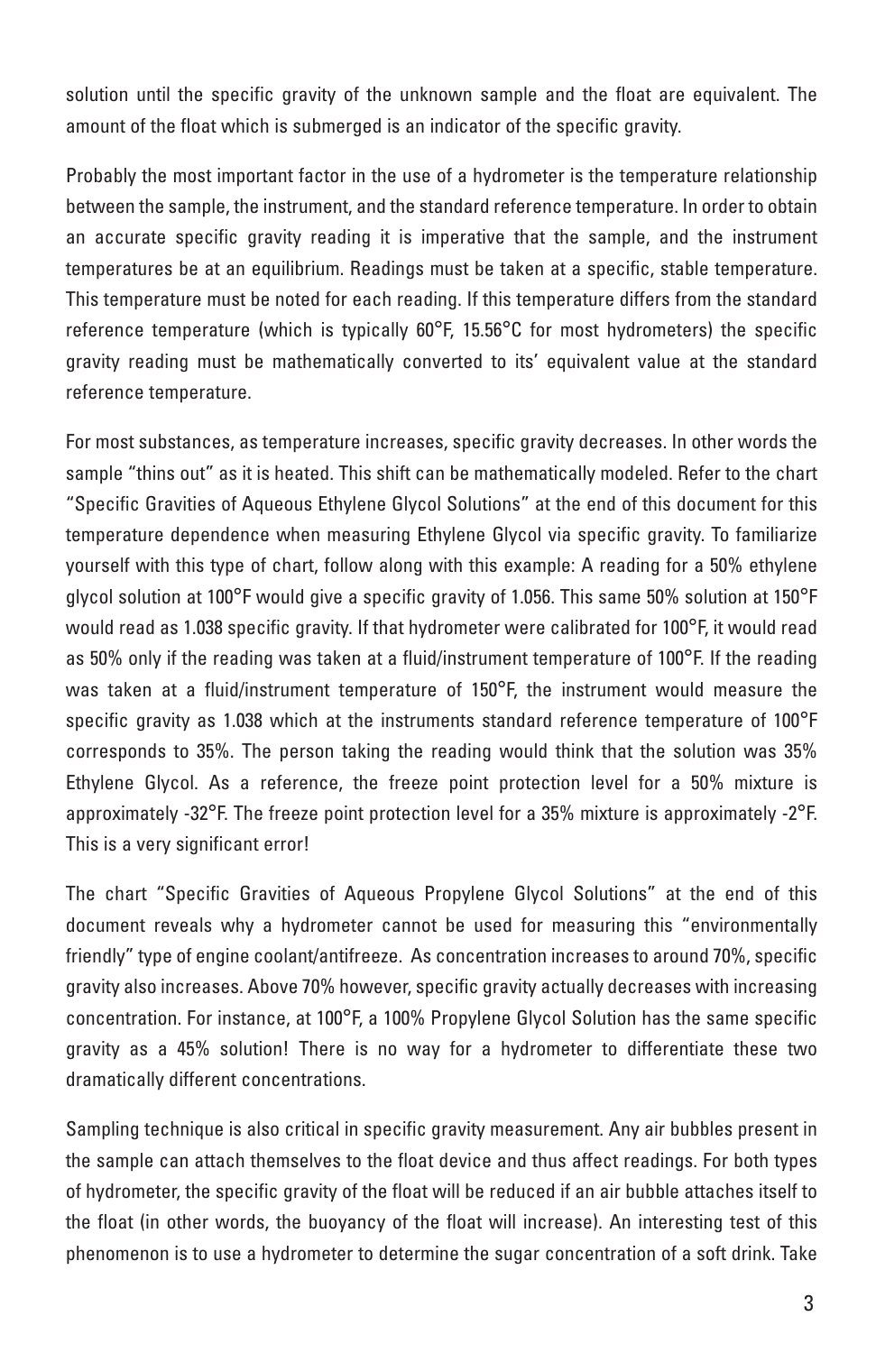solution until the specific gravity of the unknown sample and the float are equivalent. The amount of the float which is submerged is an indicator of the specific gravity.

Probably the most important factor in the use of a hydrometer is the temperature relationship between the sample, the instrument, and the standard reference temperature. In order to obtain an accurate specific gravity reading it is imperative that the sample, and the instrument temperatures be at an equilibrium. Readings must be taken at a specific, stable temperature. This temperature must be noted for each reading. If this temperature differs from the standard reference temperature (which is typically 60°F, 15.56°C for most hydrometers) the specific gravity reading must be mathematically converted to its' equivalent value at the standard reference temperature.

For most substances, as temperature increases, specific gravity decreases. In other words the sample "thins out" as it is heated. This shift can be mathematically modeled. Refer to the chart "Specific Gravities of Aqueous Ethylene Glycol Solutions" at the end of this document for this temperature dependence when measuring Ethylene Glycol via specific gravity. To familiarize yourself with this type of chart, follow along with this example: A reading for a 50% ethylene glycol solution at 100°F would give a specific gravity of 1.056. This same 50% solution at 150°F would read as 1.038 specific gravity. If that hydrometer were calibrated for 100°F, it would read as 50% only if the reading was taken at a fluid/instrument temperature of 100°F. If the reading was taken at a fluid/instrument temperature of 150°F, the instrument would measure the specific gravity as 1.038 which at the instruments standard reference temperature of 100°F corresponds to 35%. The person taking the reading would think that the solution was 35% Ethylene Glycol. As a reference, the freeze point protection level for a 50% mixture is approximately -32°F. The freeze point protection level for a 35% mixture is approximately -2°F. This is a very significant error!

The chart "Specific Gravities of Aqueous Propylene Glycol Solutions" at the end of this document reveals why a hydrometer cannot be used for measuring this "environmentally friendly" type of engine coolant/antifreeze. As concentration increases to around 70%, specific gravity also increases. Above 70% however, specific gravity actually decreases with increasing concentration. For instance, at 100°F, a 100% Propylene Glycol Solution has the same specific gravity as a 45% solution! There is no way for a hydrometer to differentiate these two dramatically different concentrations.

Sampling technique is also critical in specific gravity measurement. Any air bubbles present in the sample can attach themselves to the float device and thus affect readings. For both types of hydrometer, the specific gravity of the float will be reduced if an air bubble attaches itself to the float (in other words, the buoyancy of the float will increase). An interesting test of this phenomenon is to use a hydrometer to determine the sugar concentration of a soft drink. Take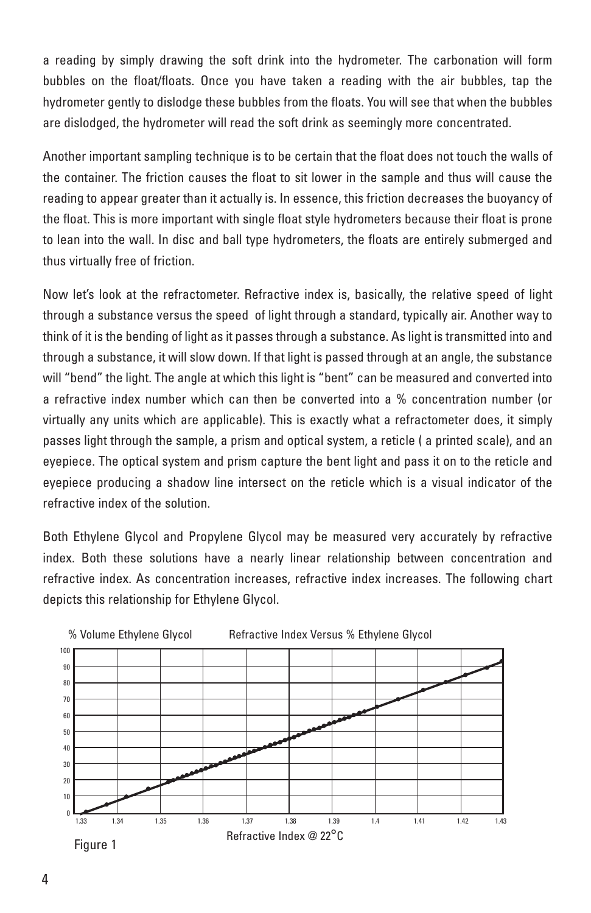a reading by simply drawing the soft drink into the hydrometer. The carbonation will form bubbles on the float/floats. Once you have taken a reading with the air bubbles, tap the hydrometer gently to dislodge these bubbles from the floats. You will see that when the bubbles are dislodged, the hydrometer will read the soft drink as seemingly more concentrated.

Another important sampling technique is to be certain that the float does not touch the walls of the container. The friction causes the float to sit lower in the sample and thus will cause the reading to appear greater than it actually is. In essence, this friction decreases the buoyancy of the float. This is more important with single float style hydrometers because their float is prone to lean into the wall. In disc and ball type hydrometers, the floats are entirely submerged and thus virtually free of friction.

Now let's look at the refractometer. Refractive index is, basically, the relative speed of light through a substance versus the speed of light through a standard, typically air. Another way to think of it is the bending of light as it passes through a substance. As light is transmitted into and through a substance, it will slow down. If that light is passed through at an angle, the substance will "bend" the light. The angle at which this light is "bent" can be measured and converted into a refractive index number which can then be converted into a % concentration number (or virtually any units which are applicable). This is exactly what a refractometer does, it simply passes light through the sample, a prism and optical system, a reticle ( a printed scale), and an eyepiece. The optical system and prism capture the bent light and pass it on to the reticle and eyepiece producing a shadow line intersect on the reticle which is a visual indicator of the refractive index of the solution.

Both Ethylene Glycol and Propylene Glycol may be measured very accurately by refractive index. Both these solutions have a nearly linear relationship between concentration and refractive index. As concentration increases, refractive index increases. The following chart depicts this relationship for Ethylene Glycol.

% Volume Ethylene Glycol — Refractive Index Versus % Ethylene Glycol

Refractive Index @ 22°C

Figure 1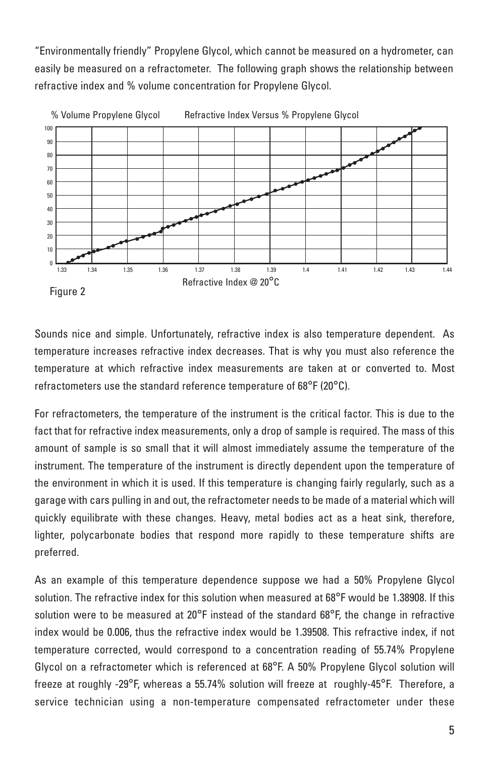"Environmentally friendly" Propylene Glycol, which cannot be measured on a hydrometer, can easily be measured on a refractometer. The following graph shows the relationship between refractive index and % volume concentration for Propylene Glycol.

% Volume Propylene Glycol    Refractive Index Versus % Propylene Glycol

Refractive Index @ 20°C

Figure 2

Sounds nice and simple. Unfortunately, refractive index is also temperature dependent. As temperature increases refractive index decreases. That is why you must also reference the temperature at which refractive index measurements are taken at or converted to. Most refractometers use the standard reference temperature of 68°F (20°C).

For refractometers, the temperature of the instrument is the critical factor. This is due to the fact that for refractive index measurements, only a drop of sample is required. The mass of this amount of sample is so small that it will almost immediately assume the temperature of the instrument. The temperature of the instrument is directly dependent upon the temperature of the environment in which it is used. If this temperature is changing fairly regularly, such as a garage with cars pulling in and out, the refractometer needs to be made of a material which will quickly equilibrate with these changes. Heavy, metal bodies act as a heat sink, therefore, lighter, polycarbonate bodies that respond more rapidly to these temperature shifts are preferred.

As an example of this temperature dependence suppose we had a 50% Propylene Glycol solution. The refractive index for this solution when measured at 68°F would be 1.38908. If this solution were to be measured at 20°F instead of the standard 68°F, the change in refractive index would be 0.006, thus the refractive index would be 1.39508. This refractive index, if not temperature corrected, would correspond to a concentration reading of 55.74% Propylene Glycol on a refractometer which is referenced at 68°F. A 50% Propylene Glycol solution will freeze at roughly -29°F, whereas a 55.74% solution will freeze at roughly-45°F. Therefore, a service technician using a non-temperature compensated refractometer under these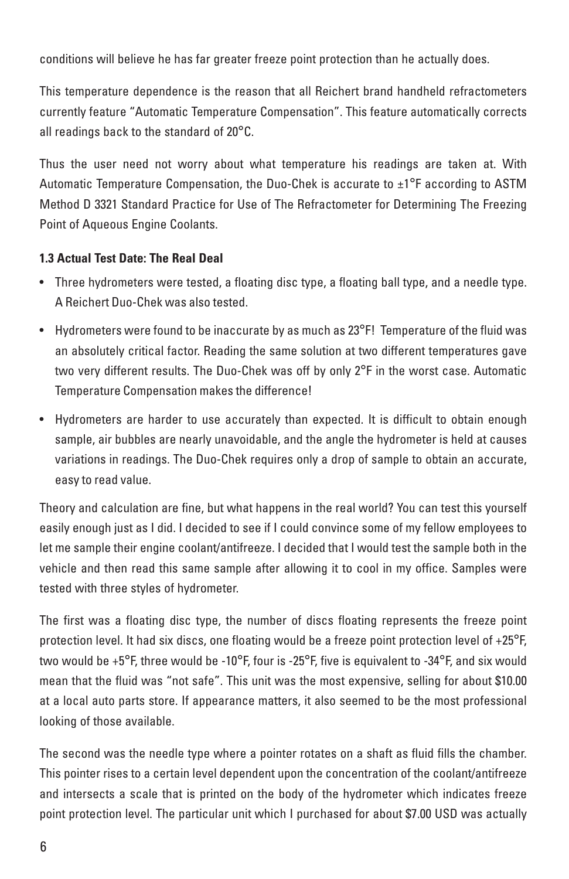conditions will believe he has far greater freeze point protection than he actually does.

This temperature dependence is the reason that all Reichert brand handheld refractometers currently feature "Automatic Temperature Compensation". This feature automatically corrects all readings back to the standard of 20°C.

Thus the user need not worry about what temperature his readings are taken at. With Automatic Temperature Compensation, the Duo-Chek is accurate to ±1°F according to ASTM Method D 3321 Standard Practice for Use of The Refractometer for Determining The Freezing Point of Aqueous Engine Coolants.

### 1.3 Actual Test Date: The Real Deal

- Three hydrometers were tested, a floating disc type, a floating ball type, and a needle type. A Reichert Duo-Chek was also tested.
- Hydrometers were found to be inaccurate by as much as 23°F! Temperature of the fluid was an absolutely critical factor. Reading the same solution at two different temperatures gave two very different results. The Duo-Chek was off by only 2°F in the worst case. Automatic Temperature Compensation makes the difference!
- Hydrometers are harder to use accurately than expected. It is difficult to obtain enough sample, air bubbles are nearly unavoidable, and the angle the hydrometer is held at causes variations in readings. The Duo-Chek requires only a drop of sample to obtain an accurate, easy to read value.

Theory and calculation are fine, but what happens in the real world? You can test this yourself easily enough just as I did. I decided to see if I could convince some of my fellow employees to let me sample their engine coolant/antifreeze. I decided that I would test the sample both in the vehicle and then read this same sample after allowing it to cool in my office. Samples were tested with three styles of hydrometer.

The first was a floating disc type, the number of discs floating represents the freeze point protection level. It had six discs, one floating would be a freeze point protection level of +25°F, two would be +5°F, three would be -10°F, four is -25°F, five is equivalent to -34°F, and six would mean that the fluid was "not safe". This unit was the most expensive, selling for about $10.00 at a local auto parts store. If appearance matters, it also seemed to be the most professional looking of those available.

The second was the needle type where a pointer rotates on a shaft as fluid fills the chamber. This pointer rises to a certain level dependent upon the concentration of the coolant/antifreeze and intersects a scale that is printed on the body of the hydrometer which indicates freeze point protection level. The particular unit which I purchased for about $7.00 USD was actually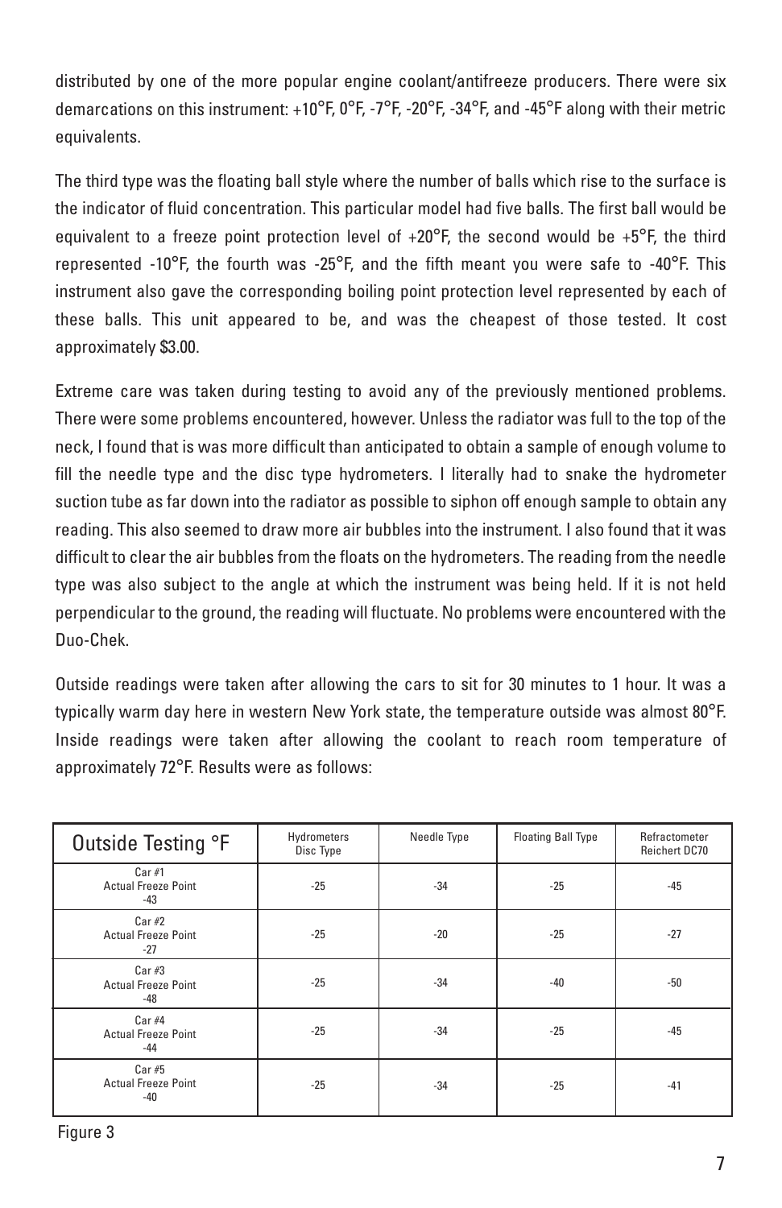distributed by one of the more popular engine coolant/antifreeze producers. There were six demarcations on this instrument: +10°F, 0°F, -7°F, -20°F, -34°F, and -45°F along with their metric equivalents.

The third type was the floating ball style where the number of balls which rise to the surface is the indicator of fluid concentration. This particular model had five balls. The first ball would be equivalent to a freeze point protection level of +20°F, the second would be +5°F, the third represented -10°F, the fourth was -25°F, and the fifth meant you were safe to -40°F. This instrument also gave the corresponding boiling point protection level represented by each of these balls. This unit appeared to be, and was the cheapest of those tested. It cost approximately $3.00.

Extreme care was taken during testing to avoid any of the previously mentioned problems. There were some problems encountered, however. Unless the radiator was full to the top of the neck, I found that is was more difficult than anticipated to obtain a sample of enough volume to fill the needle type and the disc type hydrometers. I literally had to snake the hydrometer suction tube as far down into the radiator as possible to siphon off enough sample to obtain any reading. This also seemed to draw more air bubbles into the instrument. I also found that it was difficult to clear the air bubbles from the floats on the hydrometers. The reading from the needle type was also subject to the angle at which the instrument was being held. If it is not held perpendicular to the ground, the reading will fluctuate. No problems were encountered with the Duo-Chek.

Outside readings were taken after allowing the cars to sit for 30 minutes to 1 hour. It was a typically warm day here in western New York state, the temperature outside was almost 80°F. Inside readings were taken after allowing the coolant to reach room temperature of approximately 72°F. Results were as follows:

| Outside Testing °F | Hydrometers Disc Type | Needle Type | Floating Ball Type | Refractometer Reichert DC70 |
|---|---|---|---|---|
| Car #1 Actual Freeze Point -43 | -25 | -34 | -25 | -45 |
| Car #2 Actual Freeze Point -27 | -25 | -20 | -25 | -27 |
| Car #3 Actual Freeze Point -48 | -25 | -34 | -40 | -50 |
| Car #4 Actual Freeze Point -44 | -25 | -34 | -25 | -45 |
| Car #5 Actual Freeze Point -40 | -25 | -34 | -25 | -41 |

Figure 3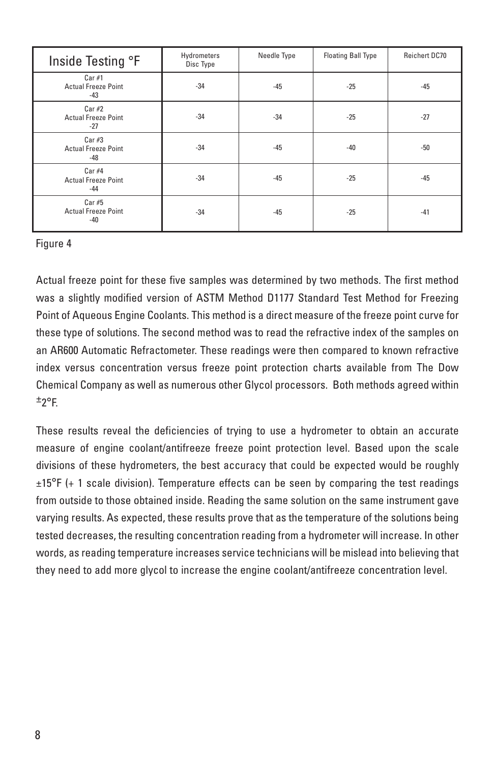| Inside Testing °F | Hydrometers Disc Type | Needle Type | Floating Ball Type | Reichert DC70 |
|---|---|---|---|---|
| Car #1 Actual Freeze Point -43 | -34 | -45 | -25 | -45 |
| Car #2 Actual Freeze Point -27 | -34 | -34 | -25 | -27 |
| Car #3 Actual Freeze Point -48 | -34 | -45 | -40 | -50 |
| Car #4 Actual Freeze Point -44 | -34 | -45 | -25 | -45 |
| Car #5 Actual Freeze Point -40 | -34 | -45 | -25 | -41 |

Figure 4

Actual freeze point for these five samples was determined by two methods. The first method was a slightly modified version of ASTM Method D1177 Standard Test Method for Freezing Point of Aqueous Engine Coolants. This method is a direct measure of the freeze point curve for these type of solutions. The second method was to read the refractive index of the samples on an AR600 Automatic Refractometer. These readings were then compared to known refractive index versus concentration versus freeze point protection charts available from The Dow Chemical Company as well as numerous other Glycol processors. Both methods agreed within ±2°F.

These results reveal the deficiencies of trying to use a hydrometer to obtain an accurate measure of engine coolant/antifreeze freeze point protection level. Based upon the scale divisions of these hydrometers, the best accuracy that could be expected would be roughly ±15°F (+ 1 scale division). Temperature effects can be seen by comparing the test readings from outside to those obtained inside. Reading the same solution on the same instrument gave varying results. As expected, these results prove that as the temperature of the solutions being tested decreases, the resulting concentration reading from a hydrometer will increase. In other words, as reading temperature increases service technicians will be mislead into believing that they need to add more glycol to increase the engine coolant/antifreeze concentration level.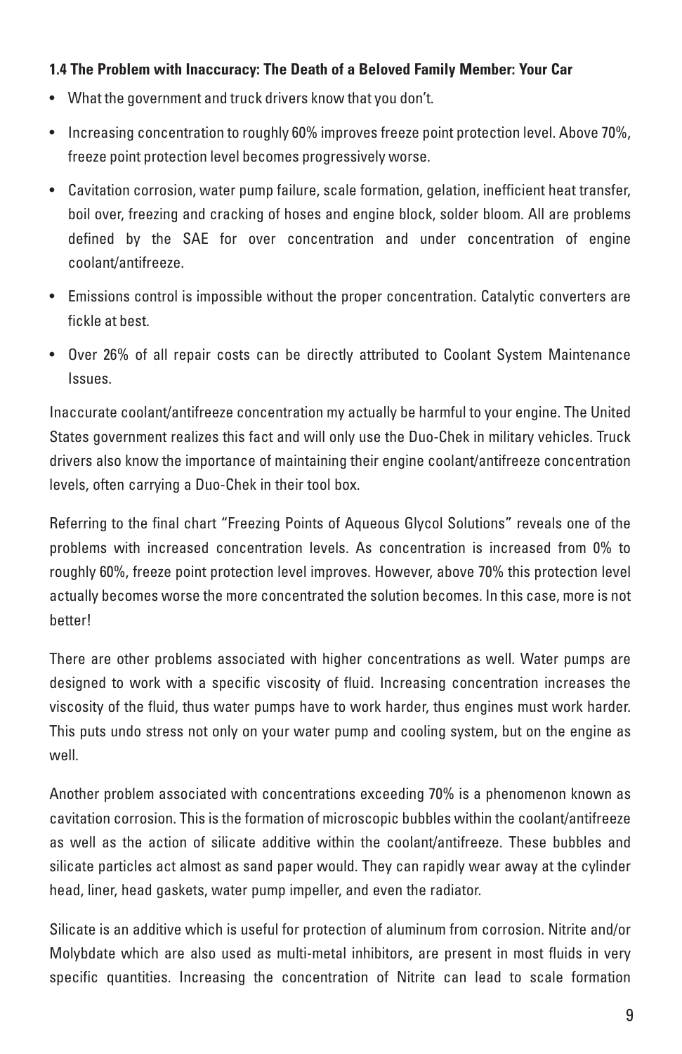**1.4 The Problem with Inaccuracy: The Death of a Beloved Family Member: Your Car**

- What the government and truck drivers know that you don't.
- Increasing concentration to roughly 60% improves freeze point protection level. Above 70%, freeze point protection level becomes progressively worse.
- Cavitation corrosion, water pump failure, scale formation, gelation, inefficient heat transfer, boil over, freezing and cracking of hoses and engine block, solder bloom. All are problems defined by the SAE for over concentration and under concentration of engine coolant/antifreeze.
- Emissions control is impossible without the proper concentration. Catalytic converters are fickle at best.
- Over 26% of all repair costs can be directly attributed to Coolant System Maintenance Issues.

Inaccurate coolant/antifreeze concentration my actually be harmful to your engine. The United States government realizes this fact and will only use the Duo-Chek in military vehicles. Truck drivers also know the importance of maintaining their engine coolant/antifreeze concentration levels, often carrying a Duo-Chek in their tool box.

Referring to the final chart "Freezing Points of Aqueous Glycol Solutions" reveals one of the problems with increased concentration levels. As concentration is increased from 0% to roughly 60%, freeze point protection level improves. However, above 70% this protection level actually becomes worse the more concentrated the solution becomes. In this case, more is not better!

There are other problems associated with higher concentrations as well. Water pumps are designed to work with a specific viscosity of fluid. Increasing concentration increases the viscosity of the fluid, thus water pumps have to work harder, thus engines must work harder. This puts undo stress not only on your water pump and cooling system, but on the engine as well.

Another problem associated with concentrations exceeding 70% is a phenomenon known as cavitation corrosion. This is the formation of microscopic bubbles within the coolant/antifreeze as well as the action of silicate additive within the coolant/antifreeze. These bubbles and silicate particles act almost as sand paper would. They can rapidly wear away at the cylinder head, liner, head gaskets, water pump impeller, and even the radiator.

Silicate is an additive which is useful for protection of aluminum from corrosion. Nitrite and/or Molybdate which are also used as multi-metal inhibitors, are present in most fluids in very specific quantities. Increasing the concentration of Nitrite can lead to scale formation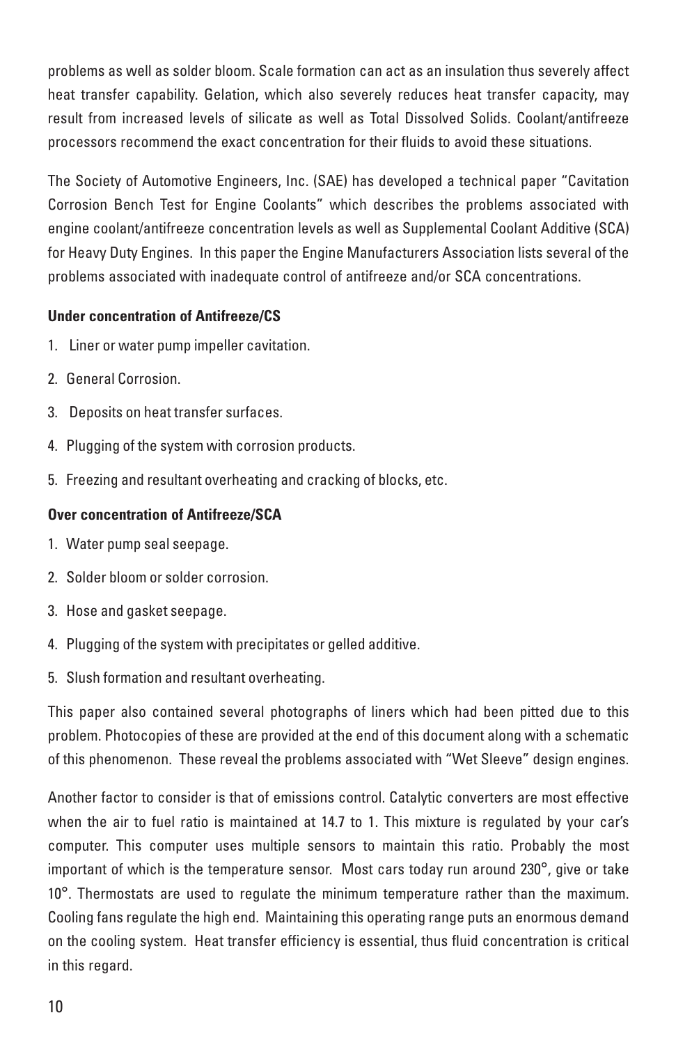problems as well as solder bloom. Scale formation can act as an insulation thus severely affect heat transfer capability. Gelation, which also severely reduces heat transfer capacity, may result from increased levels of silicate as well as Total Dissolved Solids. Coolant/antifreeze processors recommend the exact concentration for their fluids to avoid these situations.

The Society of Automotive Engineers, Inc. (SAE) has developed a technical paper "Cavitation Corrosion Bench Test for Engine Coolants" which describes the problems associated with engine coolant/antifreeze concentration levels as well as Supplemental Coolant Additive (SCA) for Heavy Duty Engines. In this paper the Engine Manufacturers Association lists several of the problems associated with inadequate control of antifreeze and/or SCA concentrations.

**Under concentration of Antifreeze/CS**

1. Liner or water pump impeller cavitation.
2. General Corrosion.
3. Deposits on heat transfer surfaces.
4. Plugging of the system with corrosion products.
5. Freezing and resultant overheating and cracking of blocks, etc.

**Over concentration of Antifreeze/SCA**

1. Water pump seal seepage.
2. Solder bloom or solder corrosion.
3. Hose and gasket seepage.
4. Plugging of the system with precipitates or gelled additive.
5. Slush formation and resultant overheating.

This paper also contained several photographs of liners which had been pitted due to this problem. Photocopies of these are provided at the end of this document along with a schematic of this phenomenon. These reveal the problems associated with "Wet Sleeve" design engines.

Another factor to consider is that of emissions control. Catalytic converters are most effective when the air to fuel ratio is maintained at 14.7 to 1. This mixture is regulated by your car's computer. This computer uses multiple sensors to maintain this ratio. Probably the most important of which is the temperature sensor. Most cars today run around 230°, give or take 10°. Thermostats are used to regulate the minimum temperature rather than the maximum. Cooling fans regulate the high end. Maintaining this operating range puts an enormous demand on the cooling system. Heat transfer efficiency is essential, thus fluid concentration is critical in this regard.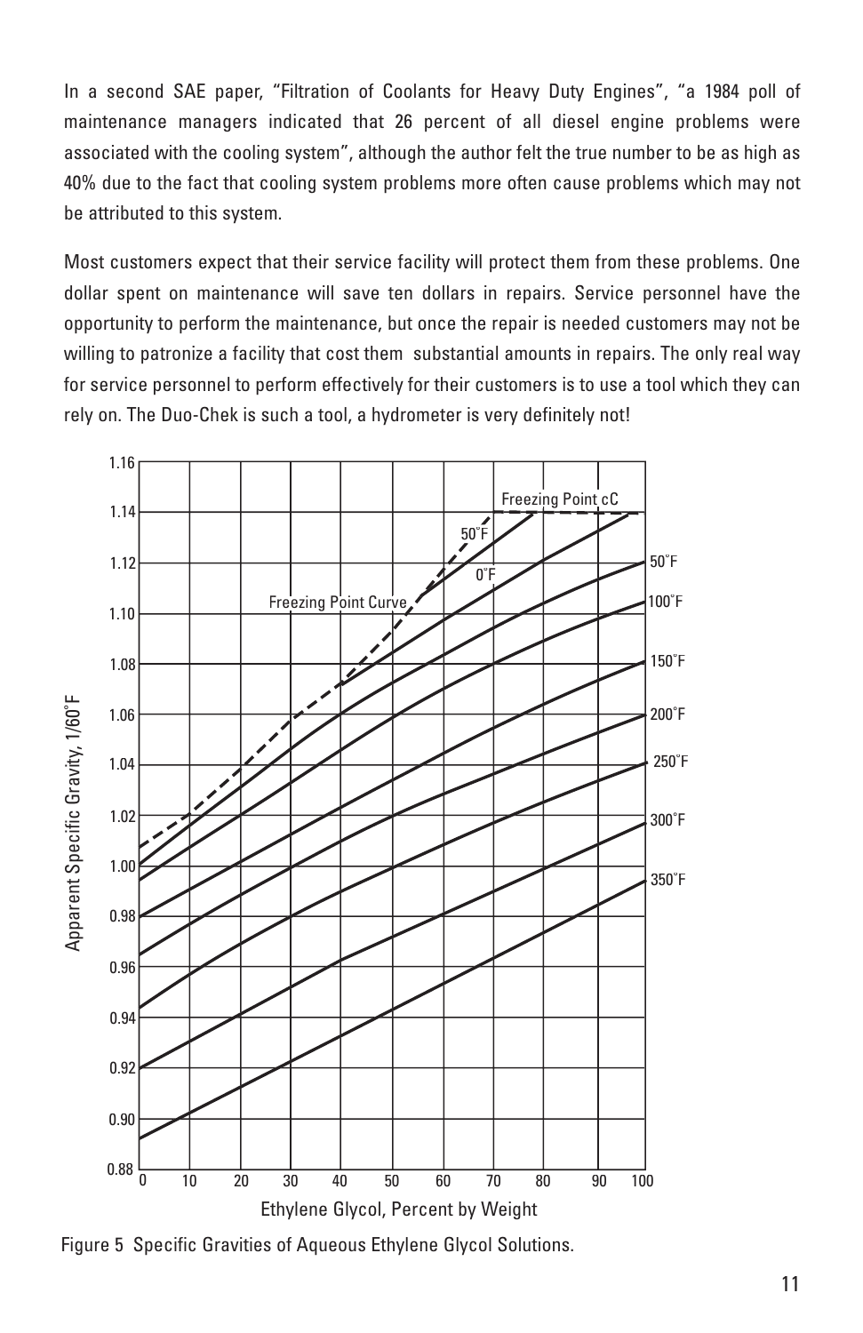In a second SAE paper, "Filtration of Coolants for Heavy Duty Engines", "a 1984 poll of maintenance managers indicated that 26 percent of all diesel engine problems were associated with the cooling system", although the author felt the true number to be as high as 40% due to the fact that cooling system problems more often cause problems which may not be attributed to this system.

Most customers expect that their service facility will protect them from these problems. One dollar spent on maintenance will save ten dollars in repairs. Service personnel have the opportunity to perform the maintenance, but once the repair is needed customers may not be willing to patronize a facility that cost them substantial amounts in repairs. The only real way for service personnel to perform effectively for their customers is to use a tool which they can rely on. The Duo-Chek is such a tool, a hydrometer is very definitely not!

Figure 5 Specific Gravities of Aqueous Ethylene Glycol Solutions.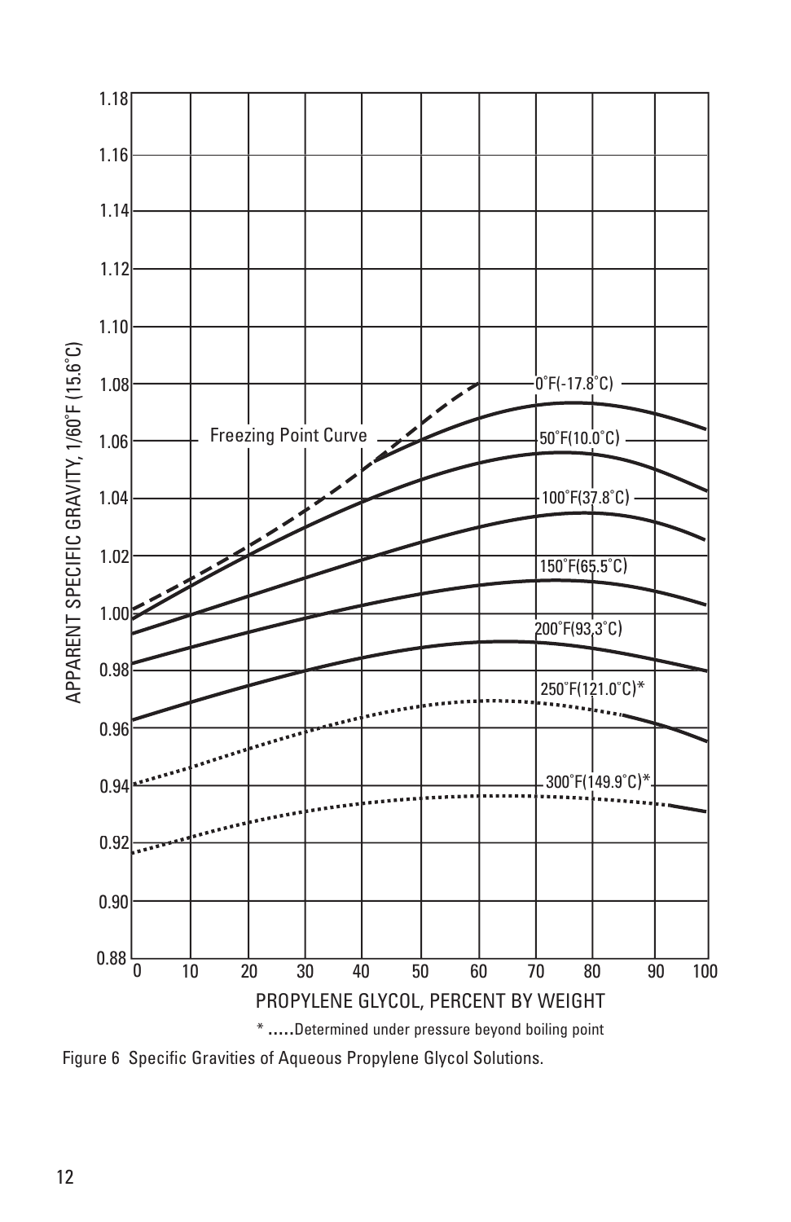APPARENT SPECIFIC GRAVITY, 1/60°F (15.6°C)

Freezing Point Curve

0°F(-17.8°C)

50°F(10.0°C)

100°F(37.8°C)

150°F(65.5°C)

200°F(93.3°C)

250°F(121.0°C)*

300°F(149.9°C)*

PROPYLENE GLYCOL, PERCENT BY WEIGHT

* .....Determined under pressure beyond boiling point

Figure 6 Specific Gravities of Aqueous Propylene Glycol Solutions.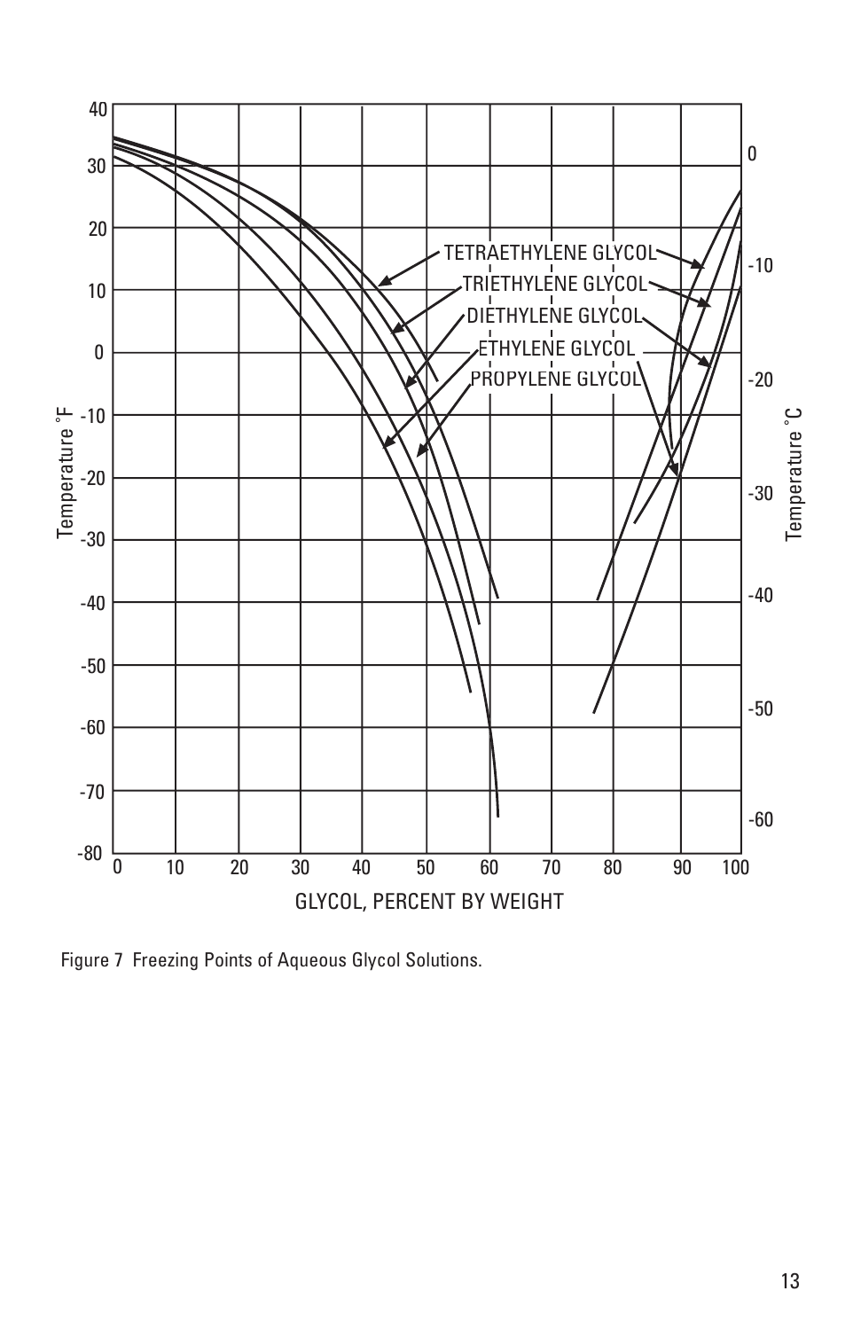Figure 7  Freezing Points of Aqueous Glycol Solutions.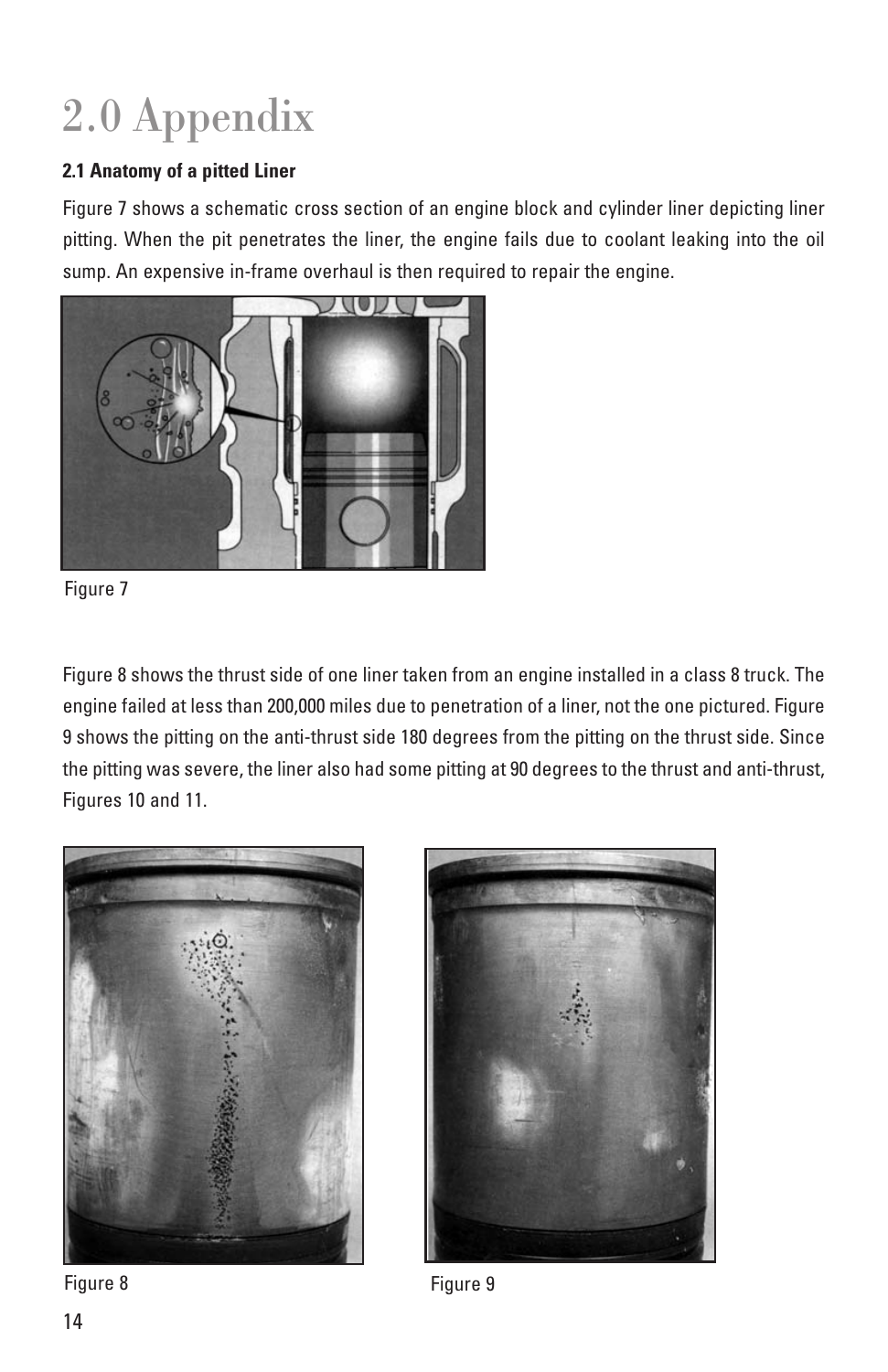# 2.0 Appendix

**2.1 Anatomy of a pitted Liner**

Figure 7 shows a schematic cross section of an engine block and cylinder liner depicting liner pitting. When the pit penetrates the liner, the engine fails due to coolant leaking into the oil sump. An expensive in-frame overhaul is then required to repair the engine.

Figure 7

Figure 8 shows the thrust side of one liner taken from an engine installed in a class 8 truck. The engine failed at less than 200,000 miles due to penetration of a liner, not the one pictured. Figure 9 shows the pitting on the anti-thrust side 180 degrees from the pitting on the thrust side. Since the pitting was severe, the liner also had some pitting at 90 degrees to the thrust and anti-thrust, Figures 10 and 11.

Figure 8

Figure 9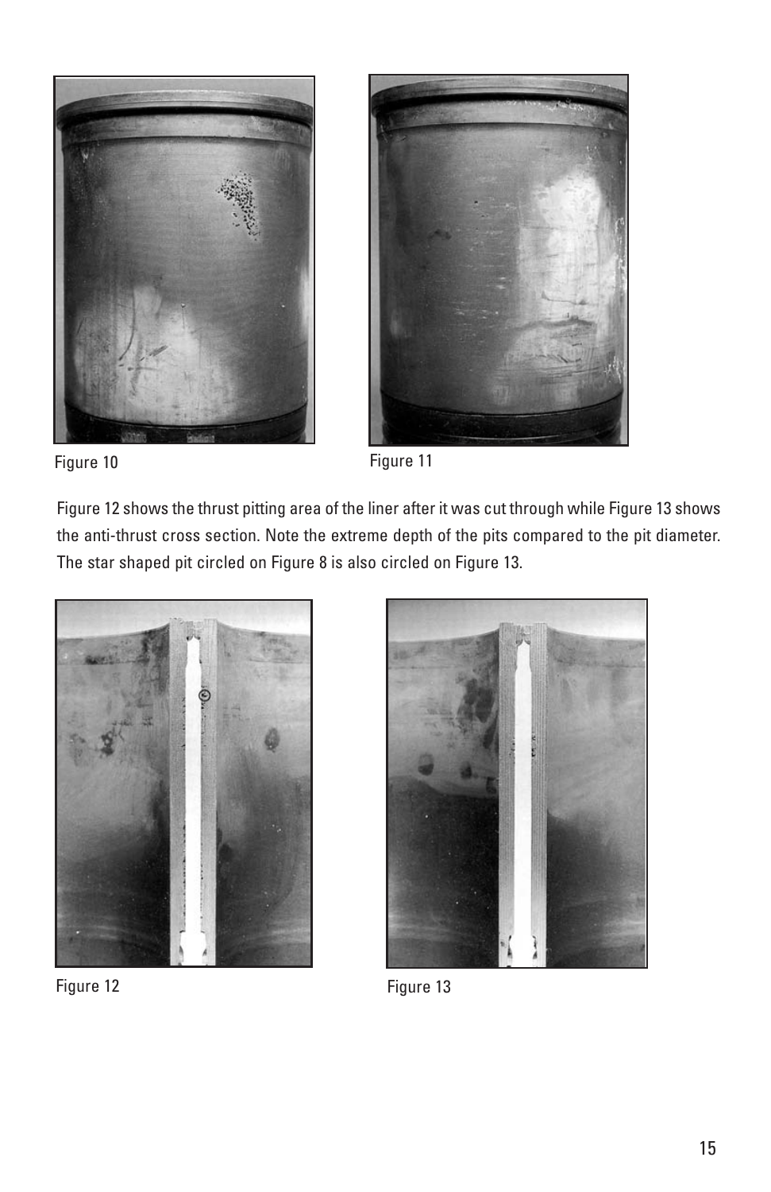Figure 10

Figure 11

Figure 12 shows the thrust pitting area of the liner after it was cut through while Figure 13 shows the anti-thrust cross section. Note the extreme depth of the pits compared to the pit diameter. The star shaped pit circled on Figure 8 is also circled on Figure 13.

Figure 12

Figure 13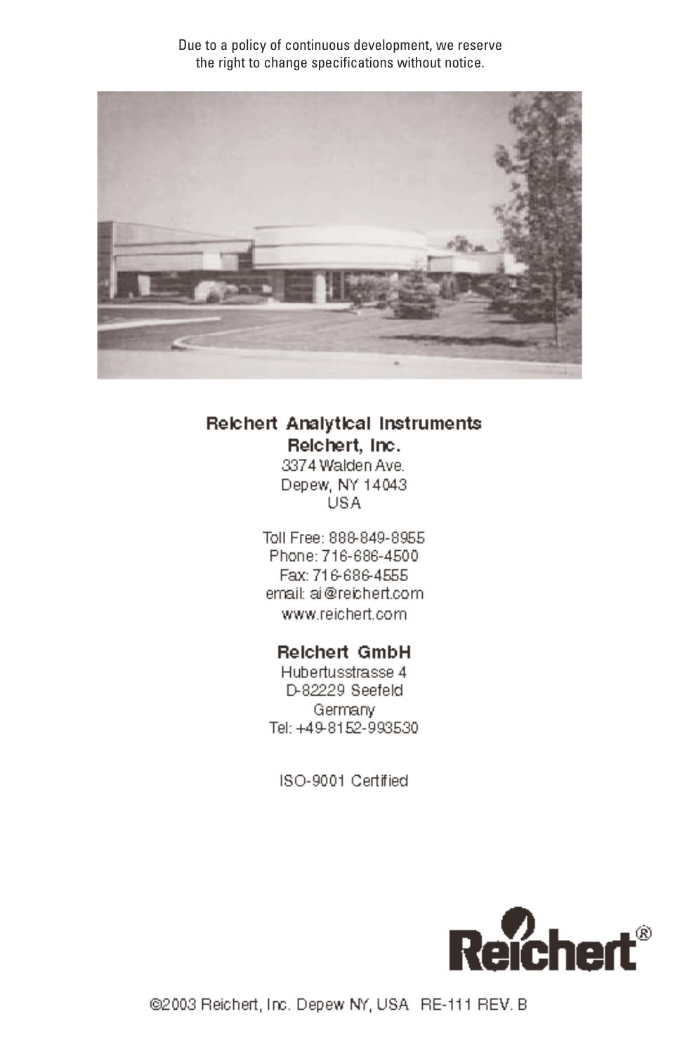Due to a policy of continuous development, we reserve the right to change specifications without notice.

**Reichert Analytical Instruments**
**Reichert, Inc.**
3374 Walden Ave.
Depew, NY 14043
USA

Toll Free: 888-849-8955
Phone: 716-686-4500
Fax: 716-686-4555
email: ai@reichert.com
www.reichert.com

**Reichert GmbH**
Hubertusstrasse 4
D-82229 Seefeld
Germany
Tel: +49-8152-993530

ISO-9001 Certified

Reichert®

©2003 Reichert, Inc. Depew NY, USA RE-111 REV. B